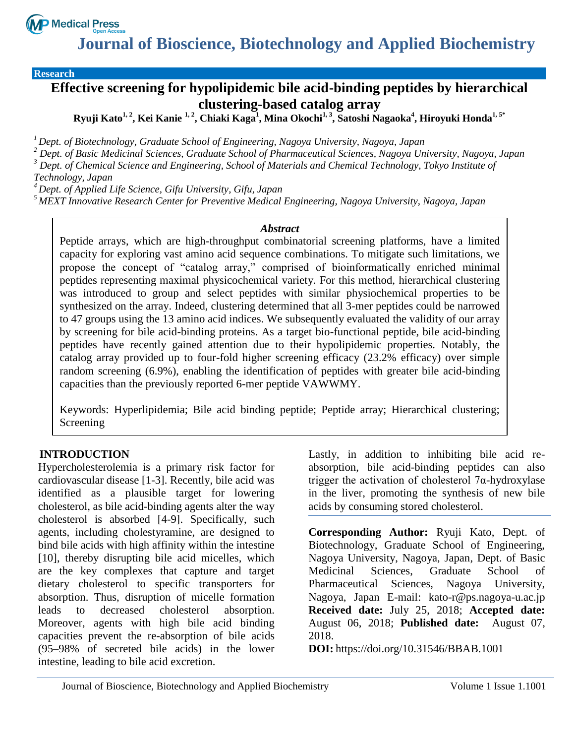**Research**

# Effective screening for hypolipidemic bile acid-binding peptides by hierarchical clustering-based catalog array

**Ryuji Kato[1, 2], Kei Kanie [1, 2], Chiaki Kaga[1], Mina Okochi[1, 3], Satoshi Nagaoka[4], Hiroyuki Honda[1, 5*]**

*[1] Dept. of Biotechnology, Graduate School of Engineering, Nagoya University, Nagoya, Japan*

*[2] Dept. of Basic Medicinal Sciences, Graduate School of Pharmaceutical Sciences, Nagoya University, Nagoya, Japan*

*[3] Dept. of Chemical Science and Engineering, School of Materials and Chemical Technology, Tokyo Institute of Technology, Japan*

*[4] Dept. of Applied Life Science, Gifu University, Gifu, Japan*

*[5] MEXT Innovative Research Center for Preventive Medical Engineering, Nagoya University, Nagoya, Japan*

***Abstract***

Peptide arrays, which are high-throughput combinatorial screening platforms, have a limited capacity for exploring vast amino acid sequence combinations. To mitigate such limitations, we propose the concept of "catalog array," comprised of bioinformatically enriched minimal peptides representing maximal physicochemical variety. For this method, hierarchical clustering was introduced to group and select peptides with similar physiochemical properties to be synthesized on the array. Indeed, clustering determined that all 3-mer peptides could be narrowed to 47 groups using the 13 amino acid indices. We subsequently evaluated the validity of our array by screening for bile acid-binding proteins. As a target bio-functional peptide, bile acid-binding peptides have recently gained attention due to their hypolipidemic properties. Notably, the catalog array provided up to four-fold higher screening efficacy (23.2% efficacy) over simple random screening (6.9%), enabling the identification of peptides with greater bile acid-binding capacities than the previously reported 6-mer peptide VAWWMY.

Keywords: Hyperlipidemia; Bile acid binding peptide; Peptide array; Hierarchical clustering; Screening

## INTRODUCTION

Hypercholesterolemia is a primary risk factor for cardiovascular disease [1-3]. Recently, bile acid was identified as a plausible target for lowering cholesterol, as bile acid-binding agents alter the way cholesterol is absorbed [4-9]. Specifically, such agents, including cholestyramine, are designed to bind bile acids with high affinity within the intestine [10], thereby disrupting bile acid micelles, which are the key complexes that capture and target dietary cholesterol to specific transporters for absorption. Thus, disruption of micelle formation leads to decreased cholesterol absorption. Moreover, agents with high bile acid binding capacities prevent the re-absorption of bile acids (95–98% of secreted bile acids) in the lower intestine, leading to bile acid excretion. Lastly, in addition to inhibiting bile acid re-absorption, bile acid-binding peptides can also trigger the activation of cholesterol 7α-hydroxylase in the liver, promoting the synthesis of new bile acids by consuming stored cholesterol.

**Corresponding Author:** Ryuji Kato, Dept. of Biotechnology, Graduate School of Engineering, Nagoya University, Nagoya, Japan, Dept. of Basic Medicinal Sciences, Graduate School of Pharmaceutical Sciences, Nagoya University, Nagoya, Japan E-mail: kato-r@ps.nagoya-u.ac.jp
**Received date:** July 25, 2018; **Accepted date:** August 06, 2018; **Published date:** August 07, 2018.
**DOI:** https://doi.org/10.31546/BBAB.1001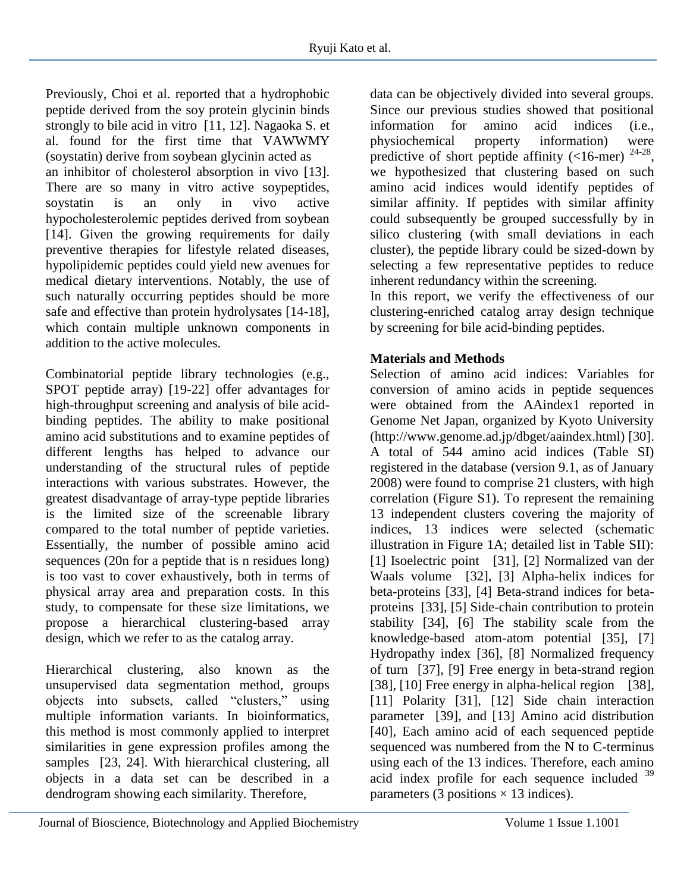Previously, Choi et al. reported that a hydrophobic peptide derived from the soy protein glycinin binds strongly to bile acid in vitro [11, 12]. Nagaoka S. et al. found for the first time that VAWWMY (soystatin) derive from soybean glycinin acted as an inhibitor of cholesterol absorption in vivo [13]. There are so many in vitro active soypeptides, soystatin is an only in vivo active hypocholesterolemic peptides derived from soybean [14]. Given the growing requirements for daily preventive therapies for lifestyle related diseases, hypolipidemic peptides could yield new avenues for medical dietary interventions. Notably, the use of such naturally occurring peptides should be more safe and effective than protein hydrolysates [14-18], which contain multiple unknown components in addition to the active molecules.

Combinatorial peptide library technologies (e.g., SPOT peptide array) [19-22] offer advantages for high-throughput screening and analysis of bile acid-binding peptides. The ability to make positional amino acid substitutions and to examine peptides of different lengths has helped to advance our understanding of the structural rules of peptide interactions with various substrates. However, the greatest disadvantage of array-type peptide libraries is the limited size of the screenable library compared to the total number of peptide varieties. Essentially, the number of possible amino acid sequences (20n for a peptide that is n residues long) is too vast to cover exhaustively, both in terms of physical array area and preparation costs. In this study, to compensate for these size limitations, we propose a hierarchical clustering-based array design, which we refer to as the catalog array.

Hierarchical clustering, also known as the unsupervised data segmentation method, groups objects into subsets, called "clusters," using multiple information variants. In bioinformatics, this method is most commonly applied to interpret similarities in gene expression profiles among the samples [23, 24]. With hierarchical clustering, all objects in a data set can be described in a dendrogram showing each similarity. Therefore, data can be objectively divided into several groups. Since our previous studies showed that positional information for amino acid indices (i.e., physiochemical property information) were predictive of short peptide affinity (<16-mer) [24-28], we hypothesized that clustering based on such amino acid indices would identify peptides of similar affinity. If peptides with similar affinity could subsequently be grouped successfully by in silico clustering (with small deviations in each cluster), the peptide library could be sized-down by selecting a few representative peptides to reduce inherent redundancy within the screening.

In this report, we verify the effectiveness of our clustering-enriched catalog array design technique by screening for bile acid-binding peptides.

## Materials and Methods

Selection of amino acid indices: Variables for conversion of amino acids in peptide sequences were obtained from the AAindex1 reported in Genome Net Japan, organized by Kyoto University (http://www.genome.ad.jp/dbget/aaindex.html) [30]. A total of 544 amino acid indices (Table SI) registered in the database (version 9.1, as of January 2008) were found to comprise 21 clusters, with high correlation (Figure S1). To represent the remaining 13 independent clusters covering the majority of indices, 13 indices were selected (schematic illustration in Figure 1A; detailed list in Table SII): [1] Isoelectric point [31], [2] Normalized van der Waals volume [32], [3] Alpha-helix indices for beta-proteins [33], [4] Beta-strand indices for beta-proteins [33], [5] Side-chain contribution to protein stability [34], [6] The stability scale from the knowledge-based atom-atom potential [35], [7] Hydropathy index [36], [8] Normalized frequency of turn [37], [9] Free energy in beta-strand region [38], [10] Free energy in alpha-helical region [38], [11] Polarity [31], [12] Side chain interaction parameter [39], and [13] Amino acid distribution [40], Each amino acid of each sequenced peptide sequenced was numbered from the N to C-terminus using each of the 13 indices. Therefore, each amino acid index profile for each sequence included [39] parameters (3 positions × 13 indices).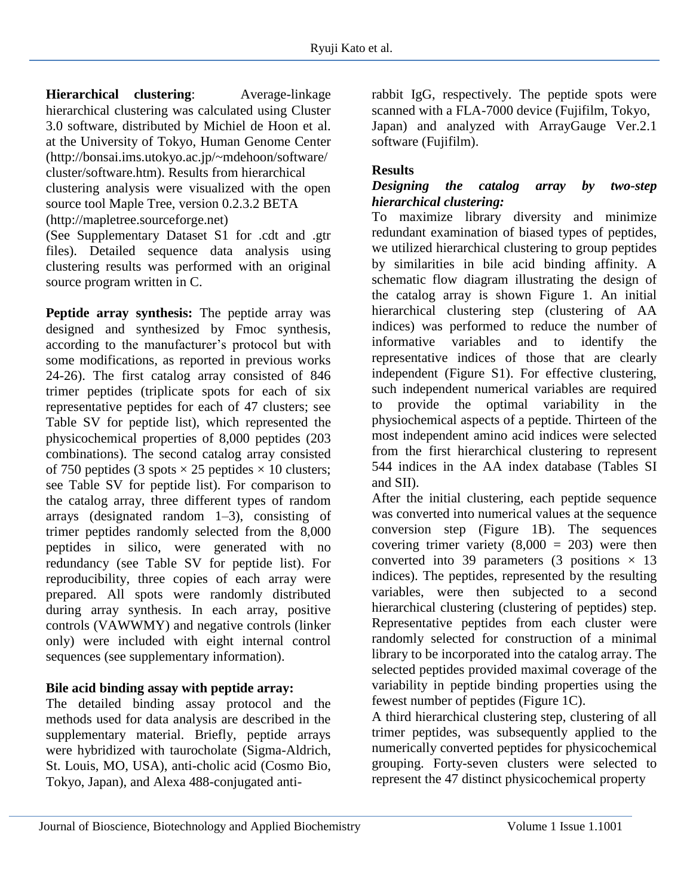**Hierarchical clustering**: Average-linkage hierarchical clustering was calculated using Cluster 3.0 software, distributed by Michiel de Hoon et al. at the University of Tokyo, Human Genome Center (http://bonsai.ims.utokyo.ac.jp/~mdehoon/software/cluster/software.htm). Results from hierarchical clustering analysis were visualized with the open source tool Maple Tree, version 0.2.3.2 BETA (http://mapletree.sourceforge.net)
(See Supplementary Dataset S1 for .cdt and .gtr files). Detailed sequence data analysis using clustering results was performed with an original source program written in C.

**Peptide array synthesis:** The peptide array was designed and synthesized by Fmoc synthesis, according to the manufacturer's protocol but with some modifications, as reported in previous works 24-26). The first catalog array consisted of 846 trimer peptides (triplicate spots for each of six representative peptides for each of 47 clusters; see Table SV for peptide list), which represented the physicochemical properties of 8,000 peptides (203 combinations). The second catalog array consisted of 750 peptides (3 spots × 25 peptides × 10 clusters; see Table SV for peptide list). For comparison to the catalog array, three different types of random arrays (designated random 1–3), consisting of trimer peptides randomly selected from the 8,000 peptides in silico, were generated with no redundancy (see Table SV for peptide list). For reproducibility, three copies of each array were prepared. All spots were randomly distributed during array synthesis. In each array, positive controls (VAWWMY) and negative controls (linker only) were included with eight internal control sequences (see supplementary information).

**Bile acid binding assay with peptide array:**
The detailed binding assay protocol and the methods used for data analysis are described in the supplementary material. Briefly, peptide arrays were hybridized with taurocholate (Sigma-Aldrich, St. Louis, MO, USA), anti-cholic acid (Cosmo Bio, Tokyo, Japan), and Alexa 488-conjugated anti-rabbit IgG, respectively. The peptide spots were scanned with a FLA-7000 device (Fujifilm, Tokyo, Japan) and analyzed with ArrayGauge Ver.2.1 software (Fujifilm).

## Results

***Designing the catalog array by two-step hierarchical clustering:***
To maximize library diversity and minimize redundant examination of biased types of peptides, we utilized hierarchical clustering to group peptides by similarities in bile acid binding affinity. A schematic flow diagram illustrating the design of the catalog array is shown Figure 1. An initial hierarchical clustering step (clustering of AA indices) was performed to reduce the number of informative variables and to identify the representative indices of those that are clearly independent (Figure S1). For effective clustering, such independent numerical variables are required to provide the optimal variability in the physiochemical aspects of a peptide. Thirteen of the most independent amino acid indices were selected from the first hierarchical clustering to represent 544 indices in the AA index database (Tables SI and SII).
After the initial clustering, each peptide sequence was converted into numerical values at the sequence conversion step (Figure 1B). The sequences covering trimer variety (8,000 = 203) were then converted into 39 parameters (3 positions × 13 indices). The peptides, represented by the resulting variables, were then subjected to a second hierarchical clustering (clustering of peptides) step. Representative peptides from each cluster were randomly selected for construction of a minimal library to be incorporated into the catalog array. The selected peptides provided maximal coverage of the variability in peptide binding properties using the fewest number of peptides (Figure 1C).
A third hierarchical clustering step, clustering of all trimer peptides, was subsequently applied to the numerically converted peptides for physicochemical grouping. Forty-seven clusters were selected to represent the 47 distinct physicochemical property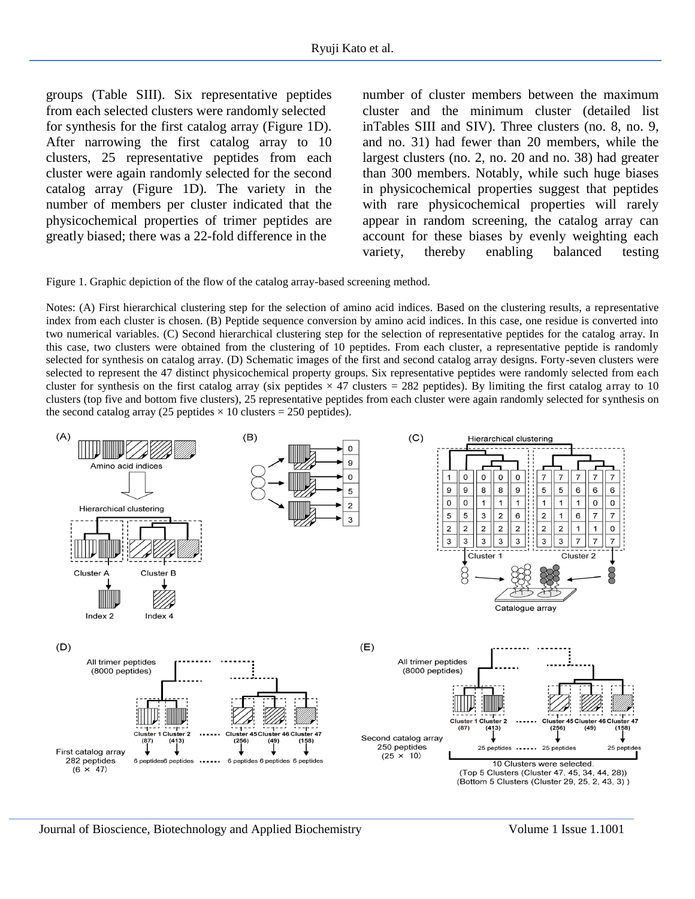groups (Table SIII). Six representative peptides from each selected clusters were randomly selected for synthesis for the first catalog array (Figure 1D). After narrowing the first catalog array to 10 clusters, 25 representative peptides from each cluster were again randomly selected for the second catalog array (Figure 1D). The variety in the number of members per cluster indicated that the physicochemical properties of trimer peptides are greatly biased; there was a 22-fold difference in the number of cluster members between the maximum cluster and the minimum cluster (detailed list inTables SIII and SIV). Three clusters (no. 8, no. 9, and no. 31) had fewer than 20 members, while the largest clusters (no. 2, no. 20 and no. 38) had greater than 300 members. Notably, while such huge biases in physicochemical properties suggest that peptides with rare physicochemical properties will rarely appear in random screening, the catalog array can account for these biases by evenly weighting each variety, thereby enabling balanced testing

Figure 1. Graphic depiction of the flow of the catalog array-based screening method.

Notes: (A) First hierarchical clustering step for the selection of amino acid indices. Based on the clustering results, a representative index from each cluster is chosen. (B) Peptide sequence conversion by amino acid indices. In this case, one residue is converted into two numerical variables. (C) Second hierarchical clustering step for the selection of representative peptides for the catalog array. In this case, two clusters were obtained from the clustering of 10 peptides. From each cluster, a representative peptide is randomly selected for synthesis on catalog array. (D) Schematic images of the first and second catalog array designs. Forty-seven clusters were selected to represent the 47 distinct physicochemical property groups. Six representative peptides were randomly selected from each cluster for synthesis on the first catalog array (six peptides × 47 clusters = 282 peptides). By limiting the first catalog array to 10 clusters (top five and bottom five clusters), 25 representative peptides from each cluster were again randomly selected for synthesis on the second catalog array (25 peptides × 10 clusters = 250 peptides).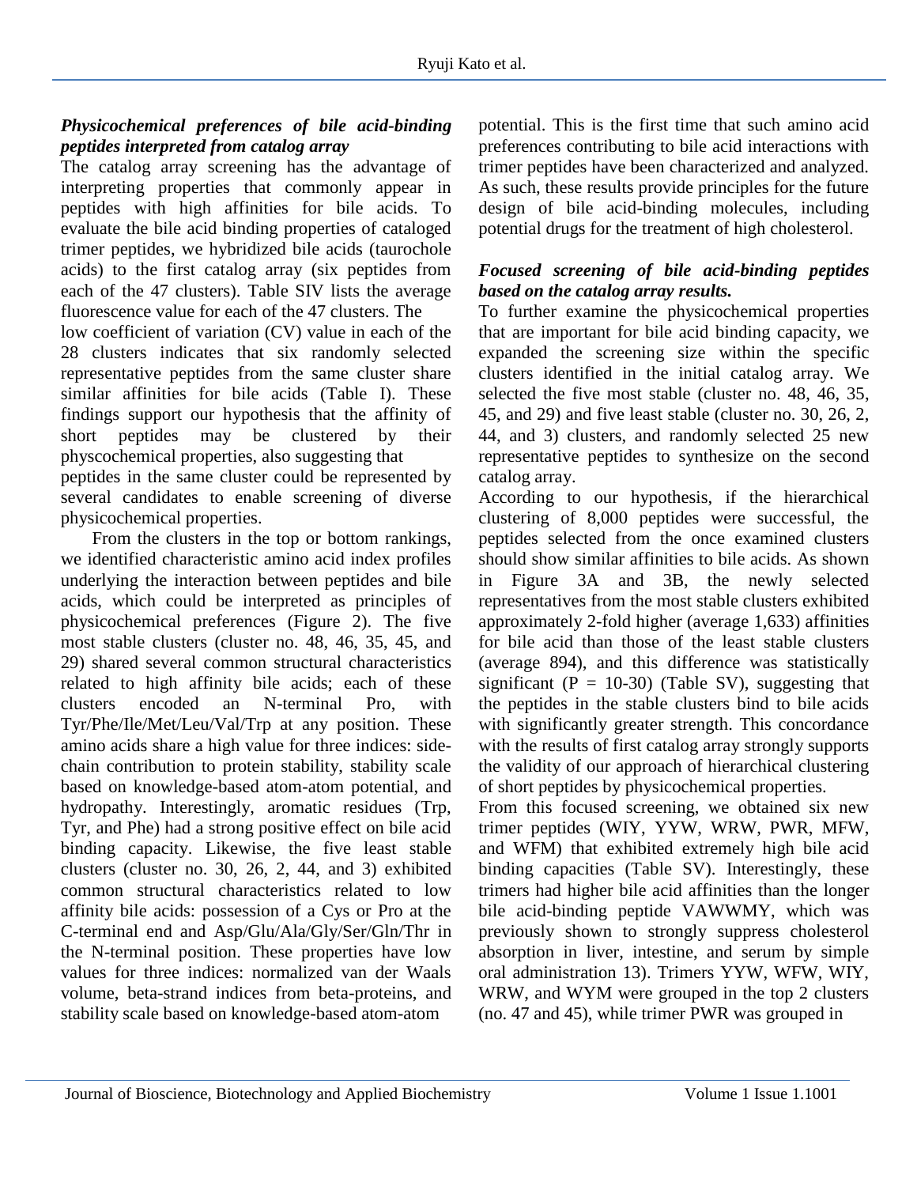### *Physicochemical preferences of bile acid-binding peptides interpreted from catalog array*

The catalog array screening has the advantage of interpreting properties that commonly appear in peptides with high affinities for bile acids. To evaluate the bile acid binding properties of cataloged trimer peptides, we hybridized bile acids (taurochole acids) to the first catalog array (six peptides from each of the 47 clusters). Table SIV lists the average fluorescence value for each of the 47 clusters. The low coefficient of variation (CV) value in each of the 28 clusters indicates that six randomly selected representative peptides from the same cluster share similar affinities for bile acids (Table I). These findings support our hypothesis that the affinity of short peptides may be clustered by their physcochemical properties, also suggesting that peptides in the same cluster could be represented by several candidates to enable screening of diverse physicochemical properties.

From the clusters in the top or bottom rankings, we identified characteristic amino acid index profiles underlying the interaction between peptides and bile acids, which could be interpreted as principles of physicochemical preferences (Figure 2). The five most stable clusters (cluster no. 48, 46, 35, 45, and 29) shared several common structural characteristics related to high affinity bile acids; each of these clusters encoded an N-terminal Pro, with Tyr/Phe/Ile/Met/Leu/Val/Trp at any position. These amino acids share a high value for three indices: side-chain contribution to protein stability, stability scale based on knowledge-based atom-atom potential, and hydropathy. Interestingly, aromatic residues (Trp, Tyr, and Phe) had a strong positive effect on bile acid binding capacity. Likewise, the five least stable clusters (cluster no. 30, 26, 2, 44, and 3) exhibited common structural characteristics related to low affinity bile acids: possession of a Cys or Pro at the C-terminal end and Asp/Glu/Ala/Gly/Ser/Gln/Thr in the N-terminal position. These properties have low values for three indices: normalized van der Waals volume, beta-strand indices from beta-proteins, and stability scale based on knowledge-based atom-atom potential. This is the first time that such amino acid preferences contributing to bile acid interactions with trimer peptides have been characterized and analyzed. As such, these results provide principles for the future design of bile acid-binding molecules, including potential drugs for the treatment of high cholesterol.

### *Focused screening of bile acid-binding peptides based on the catalog array results.*

To further examine the physicochemical properties that are important for bile acid binding capacity, we expanded the screening size within the specific clusters identified in the initial catalog array. We selected the five most stable (cluster no. 48, 46, 35, 45, and 29) and five least stable (cluster no. 30, 26, 2, 44, and 3) clusters, and randomly selected 25 new representative peptides to synthesize on the second catalog array.

According to our hypothesis, if the hierarchical clustering of 8,000 peptides were successful, the peptides selected from the once examined clusters should show similar affinities to bile acids. As shown in Figure 3A and 3B, the newly selected representatives from the most stable clusters exhibited approximately 2-fold higher (average 1,633) affinities for bile acid than those of the least stable clusters (average 894), and this difference was statistically significant ($P = 10^{-30}$) (Table SV), suggesting that the peptides in the stable clusters bind to bile acids with significantly greater strength. This concordance with the results of first catalog array strongly supports the validity of our approach of hierarchical clustering of short peptides by physicochemical properties.

From this focused screening, we obtained six new trimer peptides (WIY, YYW, WRW, PWR, MFW, and WFM) that exhibited extremely high bile acid binding capacities (Table SV). Interestingly, these trimers had higher bile acid affinities than the longer bile acid-binding peptide VAWWMY, which was previously shown to strongly suppress cholesterol absorption in liver, intestine, and serum by simple oral administration 13). Trimers YYW, WFW, WIY, WRW, and WYM were grouped in the top 2 clusters (no. 47 and 45), while trimer PWR was grouped in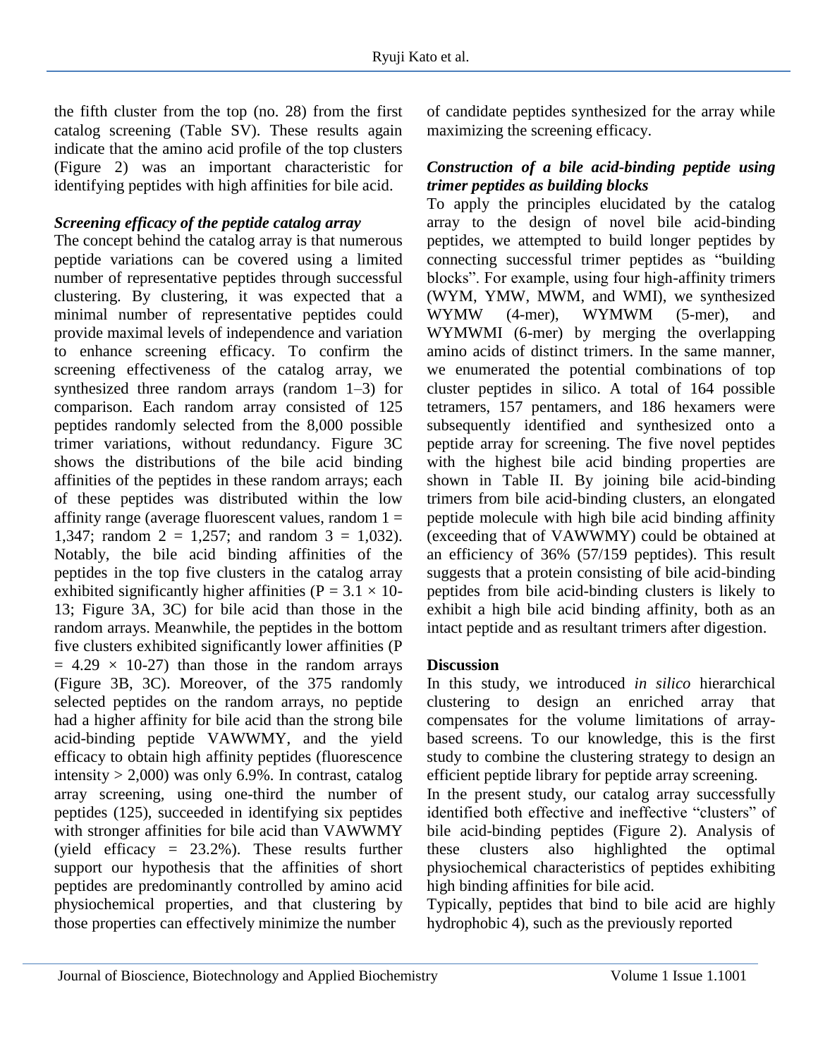the fifth cluster from the top (no. 28) from the first catalog screening (Table SV). These results again indicate that the amino acid profile of the top clusters (Figure 2) was an important characteristic for identifying peptides with high affinities for bile acid.

### *Screening efficacy of the peptide catalog array*

The concept behind the catalog array is that numerous peptide variations can be covered using a limited number of representative peptides through successful clustering. By clustering, it was expected that a minimal number of representative peptides could provide maximal levels of independence and variation to enhance screening efficacy. To confirm the screening effectiveness of the catalog array, we synthesized three random arrays (random 1–3) for comparison. Each random array consisted of 125 peptides randomly selected from the 8,000 possible trimer variations, without redundancy. Figure 3C shows the distributions of the bile acid binding affinities of the peptides in these random arrays; each of these peptides was distributed within the low affinity range (average fluorescent values, random 1 = 1,347; random 2 = 1,257; and random 3 = 1,032). Notably, the bile acid binding affinities of the peptides in the top five clusters in the catalog array exhibited significantly higher affinities ($P = 3.1 \times 10^{-13}$; Figure 3A, 3C) for bile acid than those in the random arrays. Meanwhile, the peptides in the bottom five clusters exhibited significantly lower affinities ($P = 4.29 \times 10^{-27}$) than those in the random arrays (Figure 3B, 3C). Moreover, of the 375 randomly selected peptides on the random arrays, no peptide had a higher affinity for bile acid than the strong bile acid-binding peptide VAWWMY, and the yield efficacy to obtain high affinity peptides (fluorescence intensity > 2,000) was only 6.9%. In contrast, catalog array screening, using one-third the number of peptides (125), succeeded in identifying six peptides with stronger affinities for bile acid than VAWWMY (yield efficacy = 23.2%). These results further support our hypothesis that the affinities of short peptides are predominantly controlled by amino acid physiochemical properties, and that clustering by those properties can effectively minimize the number of candidate peptides synthesized for the array while maximizing the screening efficacy.

### *Construction of a bile acid-binding peptide using trimer peptides as building blocks*

To apply the principles elucidated by the catalog array to the design of novel bile acid-binding peptides, we attempted to build longer peptides by connecting successful trimer peptides as "building blocks". For example, using four high-affinity trimers (WYM, YMW, MWM, and WMI), we synthesized WYMW (4-mer), WYMWM (5-mer), and WYMWMI (6-mer) by merging the overlapping amino acids of distinct trimers. In the same manner, we enumerated the potential combinations of top cluster peptides in silico. A total of 164 possible tetramers, 157 pentamers, and 186 hexamers were subsequently identified and synthesized onto a peptide array for screening. The five novel peptides with the highest bile acid binding properties are shown in Table II. By joining bile acid-binding trimers from bile acid-binding clusters, an elongated peptide molecule with high bile acid binding affinity (exceeding that of VAWWMY) could be obtained at an efficiency of 36% (57/159 peptides). This result suggests that a protein consisting of bile acid-binding peptides from bile acid-binding clusters is likely to exhibit a high bile acid binding affinity, both as an intact peptide and as resultant trimers after digestion.

## Discussion

In this study, we introduced *in silico* hierarchical clustering to design an enriched array that compensates for the volume limitations of array-based screens. To our knowledge, this is the first study to combine the clustering strategy to design an efficient peptide library for peptide array screening.

In the present study, our catalog array successfully identified both effective and ineffective "clusters" of bile acid-binding peptides (Figure 2). Analysis of these clusters also highlighted the optimal physiochemical characteristics of peptides exhibiting high binding affinities for bile acid.

Typically, peptides that bind to bile acid are highly hydrophobic 4), such as the previously reported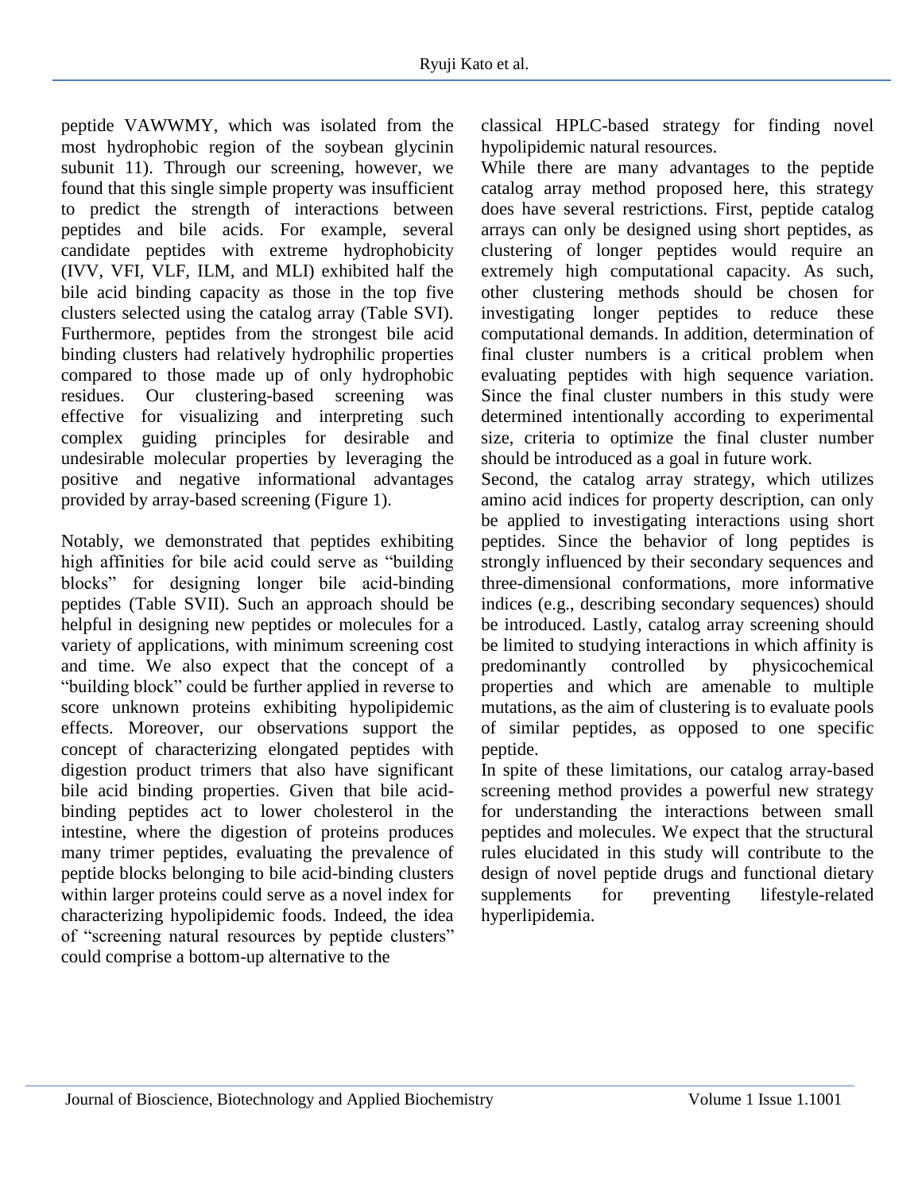peptide VAWWMY, which was isolated from the most hydrophobic region of the soybean glycinin subunit 11). Through our screening, however, we found that this single simple property was insufficient to predict the strength of interactions between peptides and bile acids. For example, several candidate peptides with extreme hydrophobicity (IVV, VFI, VLF, ILM, and MLI) exhibited half the bile acid binding capacity as those in the top five clusters selected using the catalog array (Table SVI). Furthermore, peptides from the strongest bile acid binding clusters had relatively hydrophilic properties compared to those made up of only hydrophobic residues. Our clustering-based screening was effective for visualizing and interpreting such complex guiding principles for desirable and undesirable molecular properties by leveraging the positive and negative informational advantages provided by array-based screening (Figure 1).

Notably, we demonstrated that peptides exhibiting high affinities for bile acid could serve as "building blocks" for designing longer bile acid-binding peptides (Table SVII). Such an approach should be helpful in designing new peptides or molecules for a variety of applications, with minimum screening cost and time. We also expect that the concept of a "building block" could be further applied in reverse to score unknown proteins exhibiting hypolipidemic effects. Moreover, our observations support the concept of characterizing elongated peptides with digestion product trimers that also have significant bile acid binding properties. Given that bile acid-binding peptides act to lower cholesterol in the intestine, where the digestion of proteins produces many trimer peptides, evaluating the prevalence of peptide blocks belonging to bile acid-binding clusters within larger proteins could serve as a novel index for characterizing hypolipidemic foods. Indeed, the idea of "screening natural resources by peptide clusters" could comprise a bottom-up alternative to the classical HPLC-based strategy for finding novel hypolipidemic natural resources.

While there are many advantages to the peptide catalog array method proposed here, this strategy does have several restrictions. First, peptide catalog arrays can only be designed using short peptides, as clustering of longer peptides would require an extremely high computational capacity. As such, other clustering methods should be chosen for investigating longer peptides to reduce these computational demands. In addition, determination of final cluster numbers is a critical problem when evaluating peptides with high sequence variation. Since the final cluster numbers in this study were determined intentionally according to experimental size, criteria to optimize the final cluster number should be introduced as a goal in future work.

Second, the catalog array strategy, which utilizes amino acid indices for property description, can only be applied to investigating interactions using short peptides. Since the behavior of long peptides is strongly influenced by their secondary sequences and three-dimensional conformations, more informative indices (e.g., describing secondary sequences) should be introduced. Lastly, catalog array screening should be limited to studying interactions in which affinity is predominantly controlled by physicochemical properties and which are amenable to multiple mutations, as the aim of clustering is to evaluate pools of similar peptides, as opposed to one specific peptide.

In spite of these limitations, our catalog array-based screening method provides a powerful new strategy for understanding the interactions between small peptides and molecules. We expect that the structural rules elucidated in this study will contribute to the design of novel peptide drugs and functional dietary supplements for preventing lifestyle-related hyperlipidemia.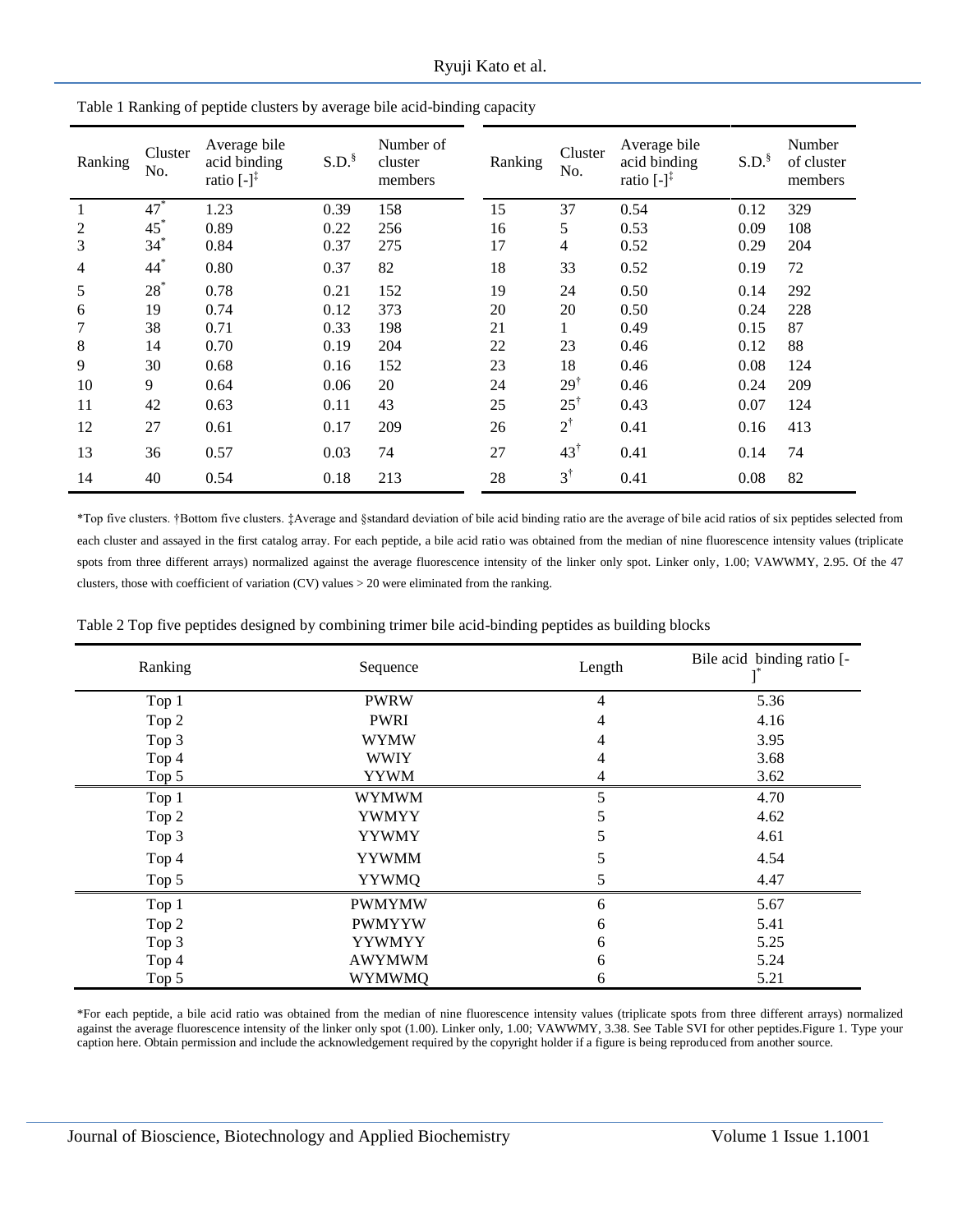Table 1 Ranking of peptide clusters by average bile acid-binding capacity

| Ranking | Cluster No. | Average bile acid binding ratio [-][‡] | S.D.[§] | Number of cluster members | Ranking | Cluster No. | Average bile acid binding ratio [-][‡] | S.D.[§] | Number of cluster members |
|---|---|---|---|---|---|---|---|---|---|
| 1 | 47* | 1.23 | 0.39 | 158 | 15 | 37 | 0.54 | 0.12 | 329 |
| 2 | 45* | 0.89 | 0.22 | 256 | 16 | 5 | 0.53 | 0.09 | 108 |
| 3 | 34* | 0.84 | 0.37 | 275 | 17 | 4 | 0.52 | 0.29 | 204 |
| 4 | 44* | 0.80 | 0.37 | 82 | 18 | 33 | 0.52 | 0.19 | 72 |
| 5 | 28* | 0.78 | 0.21 | 152 | 19 | 24 | 0.50 | 0.14 | 292 |
| 6 | 19 | 0.74 | 0.12 | 373 | 20 | 20 | 0.50 | 0.24 | 228 |
| 7 | 38 | 0.71 | 0.33 | 198 | 21 | 1 | 0.49 | 0.15 | 87 |
| 8 | 14 | 0.70 | 0.19 | 204 | 22 | 23 | 0.46 | 0.12 | 88 |
| 9 | 30 | 0.68 | 0.16 | 152 | 23 | 18 | 0.46 | 0.08 | 124 |
| 10 | 9 | 0.64 | 0.06 | 20 | 24 | 29[†] | 0.46 | 0.24 | 209 |
| 11 | 42 | 0.63 | 0.11 | 43 | 25 | 25[†] | 0.43 | 0.07 | 124 |
| 12 | 27 | 0.61 | 0.17 | 209 | 26 | 2[†] | 0.41 | 0.16 | 413 |
| 13 | 36 | 0.57 | 0.03 | 74 | 27 | 43[†] | 0.41 | 0.14 | 74 |
| 14 | 40 | 0.54 | 0.18 | 213 | 28 | 3[†] | 0.41 | 0.08 | 82 |

*Top five clusters. †Bottom five clusters. ‡Average and §standard deviation of bile acid binding ratio are the average of bile acid ratios of six peptides selected from each cluster and assayed in the first catalog array. For each peptide, a bile acid ratio was obtained from the median of nine fluorescence intensity values (triplicate spots from three different arrays) normalized against the average fluorescence intensity of the linker only spot. Linker only, 1.00; VAWWMY, 2.95. Of the 47 clusters, those with coefficient of variation (CV) values > 20 were eliminated from the ranking.

Table 2 Top five peptides designed by combining trimer bile acid-binding peptides as building blocks

| Ranking | Sequence | Length | Bile acid binding ratio [-]* |
|---|---|---|---|
| Top 1 | PWRW | 4 | 5.36 |
| Top 2 | PWRI | 4 | 4.16 |
| Top 3 | WYMW | 4 | 3.95 |
| Top 4 | WWIY | 4 | 3.68 |
| Top 5 | YYWM | 4 | 3.62 |
| Top 1 | WYMWM | 5 | 4.70 |
| Top 2 | YWMYY | 5 | 4.62 |
| Top 3 | YYWMY | 5 | 4.61 |
| Top 4 | YYWMM | 5 | 4.54 |
| Top 5 | YYWMQ | 5 | 4.47 |
| Top 1 | PWMYMW | 6 | 5.67 |
| Top 2 | PWMYYW | 6 | 5.41 |
| Top 3 | YYWMYY | 6 | 5.25 |
| Top 4 | AWYMWM | 6 | 5.24 |
| Top 5 | WYMWMQ | 6 | 5.21 |

*For each peptide, a bile acid ratio was obtained from the median of nine fluorescence intensity values (triplicate spots from three different arrays) normalized against the average fluorescence intensity of the linker only spot (1.00). Linker only, 1.00; VAWWMY, 3.38. See Table SVI for other peptides.Figure 1. Type your caption here. Obtain permission and include the acknowledgement required by the copyright holder if a figure is being reproduced from another source.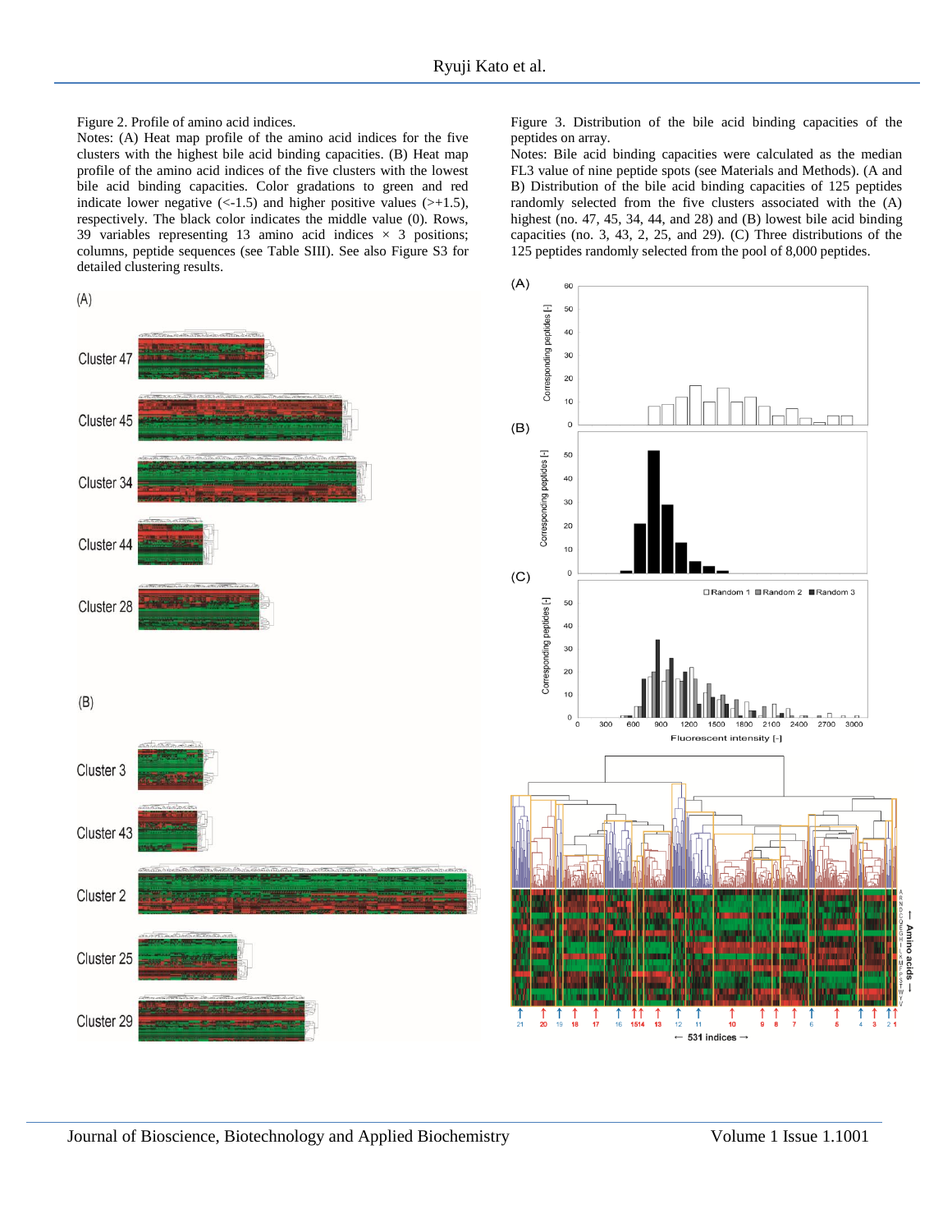Figure 2. Profile of amino acid indices.

Notes: (A) Heat map profile of the amino acid indices for the five clusters with the highest bile acid binding capacities. (B) Heat map profile of the amino acid indices of the five clusters with the lowest bile acid binding capacities. Color gradations to green and red indicate lower negative (<-1.5) and higher positive values (>+1.5), respectively. The black color indicates the middle value (0). Rows, 39 variables representing 13 amino acid indices × 3 positions; columns, peptide sequences (see Table SIII). See also Figure S3 for detailed clustering results.

Figure 3. Distribution of the bile acid binding capacities of the peptides on array.

Notes: Bile acid binding capacities were calculated as the median FL3 value of nine peptide spots (see Materials and Methods). (A and B) Distribution of the bile acid binding capacities of 125 peptides randomly selected from the five clusters associated with the (A) highest (no. 47, 45, 34, 44, and 28) and (B) lowest bile acid binding capacities (no. 3, 43, 2, 25, and 29). (C) Three distributions of the 125 peptides randomly selected from the pool of 8,000 peptides.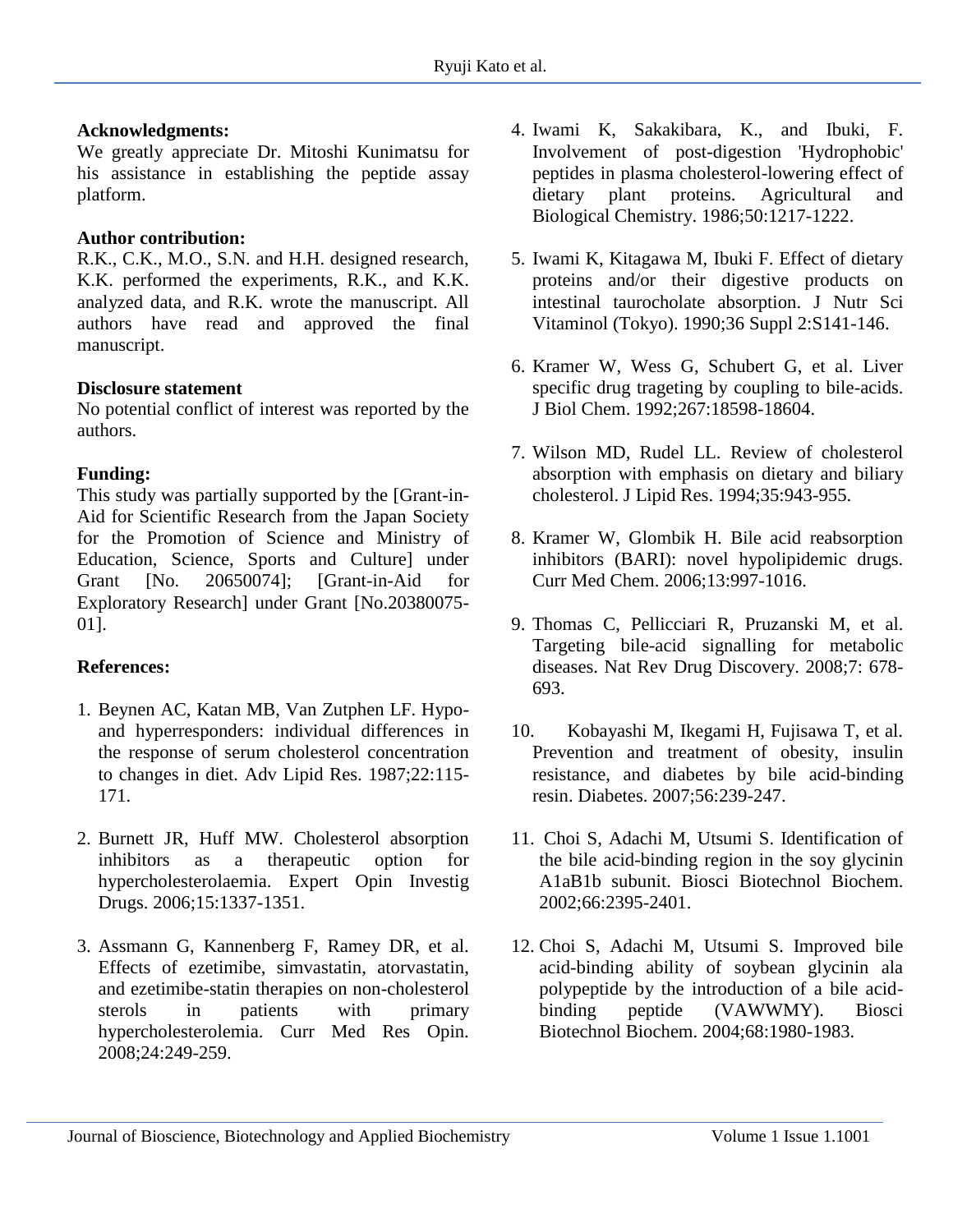**Acknowledgments:**
We greatly appreciate Dr. Mitoshi Kunimatsu for his assistance in establishing the peptide assay platform.

**Author contribution:**
R.K., C.K., M.O., S.N. and H.H. designed research, K.K. performed the experiments, R.K., and K.K. analyzed data, and R.K. wrote the manuscript. All authors have read and approved the final manuscript.

**Disclosure statement**
No potential conflict of interest was reported by the authors.

**Funding:**
This study was partially supported by the [Grant-in-Aid for Scientific Research from the Japan Society for the Promotion of Science and Ministry of Education, Science, Sports and Culture] under Grant [No. 20650074]; [Grant-in-Aid for Exploratory Research] under Grant [No.20380075-01].

**References:**

1. Beynen AC, Katan MB, Van Zutphen LF. Hypo- and hyperresponders: individual differences in the response of serum cholesterol concentration to changes in diet. Adv Lipid Res. 1987;22:115-171.

2. Burnett JR, Huff MW. Cholesterol absorption inhibitors as a therapeutic option for hypercholesterolaemia. Expert Opin Investig Drugs. 2006;15:1337-1351.

3. Assmann G, Kannenberg F, Ramey DR, et al. Effects of ezetimibe, simvastatin, atorvastatin, and ezetimibe-statin therapies on non-cholesterol sterols in patients with primary hypercholesterolemia. Curr Med Res Opin. 2008;24:249-259.

4. Iwami K, Sakakibara, K., and Ibuki, F. Involvement of post-digestion 'Hydrophobic' peptides in plasma cholesterol-lowering effect of dietary plant proteins. Agricultural and Biological Chemistry. 1986;50:1217-1222.

5. Iwami K, Kitagawa M, Ibuki F. Effect of dietary proteins and/or their digestive products on intestinal taurocholate absorption. J Nutr Sci Vitaminol (Tokyo). 1990;36 Suppl 2:S141-146.

6. Kramer W, Wess G, Schubert G, et al. Liver specific drug trageting by coupling to bile-acids. J Biol Chem. 1992;267:18598-18604.

7. Wilson MD, Rudel LL. Review of cholesterol absorption with emphasis on dietary and biliary cholesterol. J Lipid Res. 1994;35:943-955.

8. Kramer W, Glombik H. Bile acid reabsorption inhibitors (BARI): novel hypolipidemic drugs. Curr Med Chem. 2006;13:997-1016.

9. Thomas C, Pellicciari R, Pruzanski M, et al. Targeting bile-acid signalling for metabolic diseases. Nat Rev Drug Discovery. 2008;7: 678-693.

10. Kobayashi M, Ikegami H, Fujisawa T, et al. Prevention and treatment of obesity, insulin resistance, and diabetes by bile acid-binding resin. Diabetes. 2007;56:239-247.

11. Choi S, Adachi M, Utsumi S. Identification of the bile acid-binding region in the soy glycinin A1aB1b subunit. Biosci Biotechnol Biochem. 2002;66:2395-2401.

12. Choi S, Adachi M, Utsumi S. Improved bile acid-binding ability of soybean glycinin ala polypeptide by the introduction of a bile acid-binding peptide (VAWWMY). Biosci Biotechnol Biochem. 2004;68:1980-1983.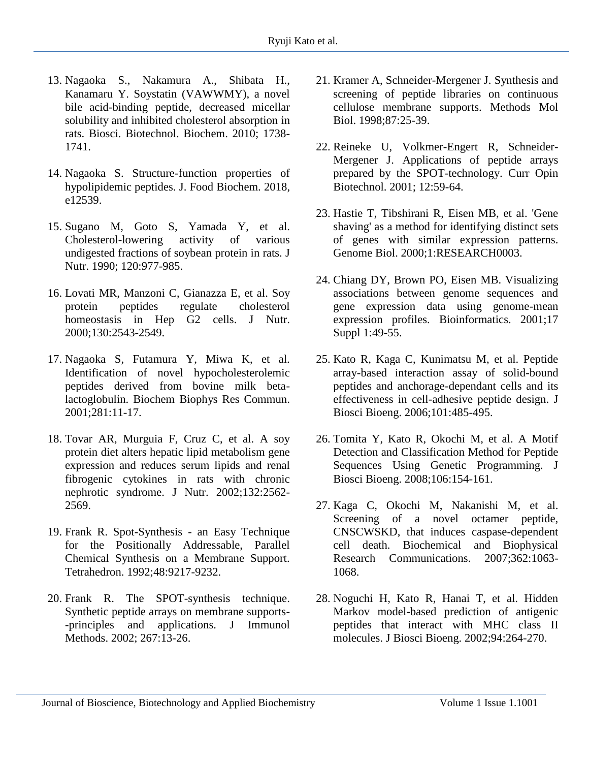13. Nagaoka S., Nakamura A., Shibata H., Kanamaru Y. Soystatin (VAWWMY), a novel bile acid-binding peptide, decreased micellar solubility and inhibited cholesterol absorption in rats. Biosci. Biotechnol. Biochem. 2010; 1738-1741.

14. Nagaoka S. Structure-function properties of hypolipidemic peptides. J. Food Biochem. 2018, e12539.

15. Sugano M, Goto S, Yamada Y, et al. Cholesterol-lowering activity of various undigested fractions of soybean protein in rats. J Nutr. 1990; 120:977-985.

16. Lovati MR, Manzoni C, Gianazza E, et al. Soy protein peptides regulate cholesterol homeostasis in Hep G2 cells. J Nutr. 2000;130:2543-2549.

17. Nagaoka S, Futamura Y, Miwa K, et al. Identification of novel hypocholesterolemic peptides derived from bovine milk beta-lactoglobulin. Biochem Biophys Res Commun. 2001;281:11-17.

18. Tovar AR, Murguia F, Cruz C, et al. A soy protein diet alters hepatic lipid metabolism gene expression and reduces serum lipids and renal fibrogenic cytokines in rats with chronic nephrotic syndrome. J Nutr. 2002;132:2562-2569.

19. Frank R. Spot-Synthesis - an Easy Technique for the Positionally Addressable, Parallel Chemical Synthesis on a Membrane Support. Tetrahedron. 1992;48:9217-9232.

20. Frank R. The SPOT-synthesis technique. Synthetic peptide arrays on membrane supports--principles and applications. J Immunol Methods. 2002; 267:13-26.

21. Kramer A, Schneider-Mergener J. Synthesis and screening of peptide libraries on continuous cellulose membrane supports. Methods Mol Biol. 1998;87:25-39.

22. Reineke U, Volkmer-Engert R, Schneider-Mergener J. Applications of peptide arrays prepared by the SPOT-technology. Curr Opin Biotechnol. 2001; 12:59-64.

23. Hastie T, Tibshirani R, Eisen MB, et al. 'Gene shaving' as a method for identifying distinct sets of genes with similar expression patterns. Genome Biol. 2000;1:RESEARCH0003.

24. Chiang DY, Brown PO, Eisen MB. Visualizing associations between genome sequences and gene expression data using genome-mean expression profiles. Bioinformatics. 2001;17 Suppl 1:49-55.

25. Kato R, Kaga C, Kunimatsu M, et al. Peptide array-based interaction assay of solid-bound peptides and anchorage-dependant cells and its effectiveness in cell-adhesive peptide design. J Biosci Bioeng. 2006;101:485-495.

26. Tomita Y, Kato R, Okochi M, et al. A Motif Detection and Classification Method for Peptide Sequences Using Genetic Programming. J Biosci Bioeng. 2008;106:154-161.

27. Kaga C, Okochi M, Nakanishi M, et al. Screening of a novel octamer peptide, CNSCWSKD, that induces caspase-dependent cell death. Biochemical and Biophysical Research Communications. 2007;362:1063-1068.

28. Noguchi H, Kato R, Hanai T, et al. Hidden Markov model-based prediction of antigenic peptides that interact with MHC class II molecules. J Biosci Bioeng. 2002;94:264-270.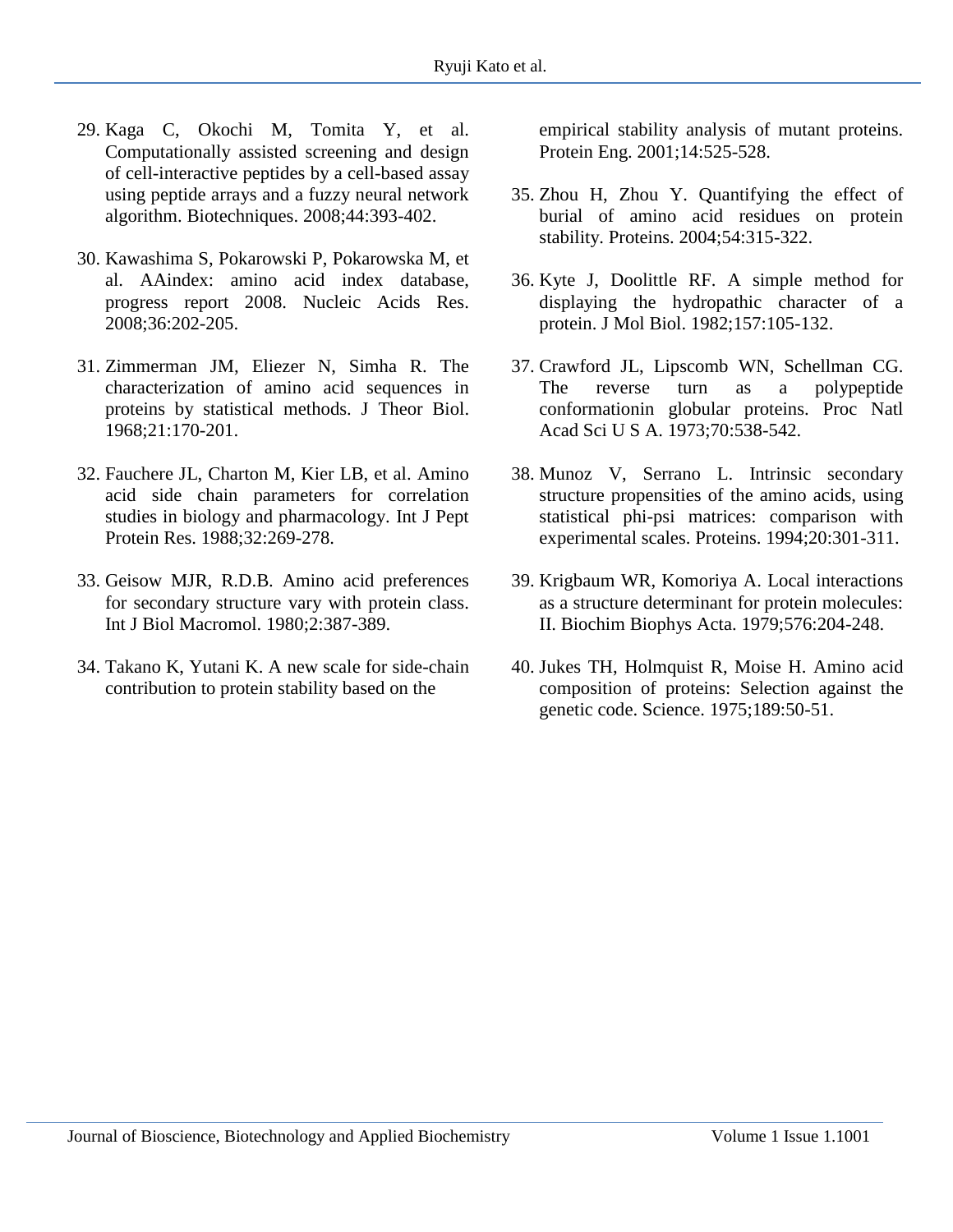29. Kaga C, Okochi M, Tomita Y, et al. Computationally assisted screening and design of cell-interactive peptides by a cell-based assay using peptide arrays and a fuzzy neural network algorithm. Biotechniques. 2008;44:393-402.

30. Kawashima S, Pokarowski P, Pokarowska M, et al. AAindex: amino acid index database, progress report 2008. Nucleic Acids Res. 2008;36:202-205.

31. Zimmerman JM, Eliezer N, Simha R. The characterization of amino acid sequences in proteins by statistical methods. J Theor Biol. 1968;21:170-201.

32. Fauchere JL, Charton M, Kier LB, et al. Amino acid side chain parameters for correlation studies in biology and pharmacology. Int J Pept Protein Res. 1988;32:269-278.

33. Geisow MJR, R.D.B. Amino acid preferences for secondary structure vary with protein class. Int J Biol Macromol. 1980;2:387-389.

34. Takano K, Yutani K. A new scale for side-chain contribution to protein stability based on the empirical stability analysis of mutant proteins. Protein Eng. 2001;14:525-528.

35. Zhou H, Zhou Y. Quantifying the effect of burial of amino acid residues on protein stability. Proteins. 2004;54:315-322.

36. Kyte J, Doolittle RF. A simple method for displaying the hydropathic character of a protein. J Mol Biol. 1982;157:105-132.

37. Crawford JL, Lipscomb WN, Schellman CG. The reverse turn as a polypeptide conformationin globular proteins. Proc Natl Acad Sci U S A. 1973;70:538-542.

38. Munoz V, Serrano L. Intrinsic secondary structure propensities of the amino acids, using statistical phi-psi matrices: comparison with experimental scales. Proteins. 1994;20:301-311.

39. Krigbaum WR, Komoriya A. Local interactions as a structure determinant for protein molecules: II. Biochim Biophys Acta. 1979;576:204-248.

40. Jukes TH, Holmquist R, Moise H. Amino acid composition of proteins: Selection against the genetic code. Science. 1975;189:50-51.